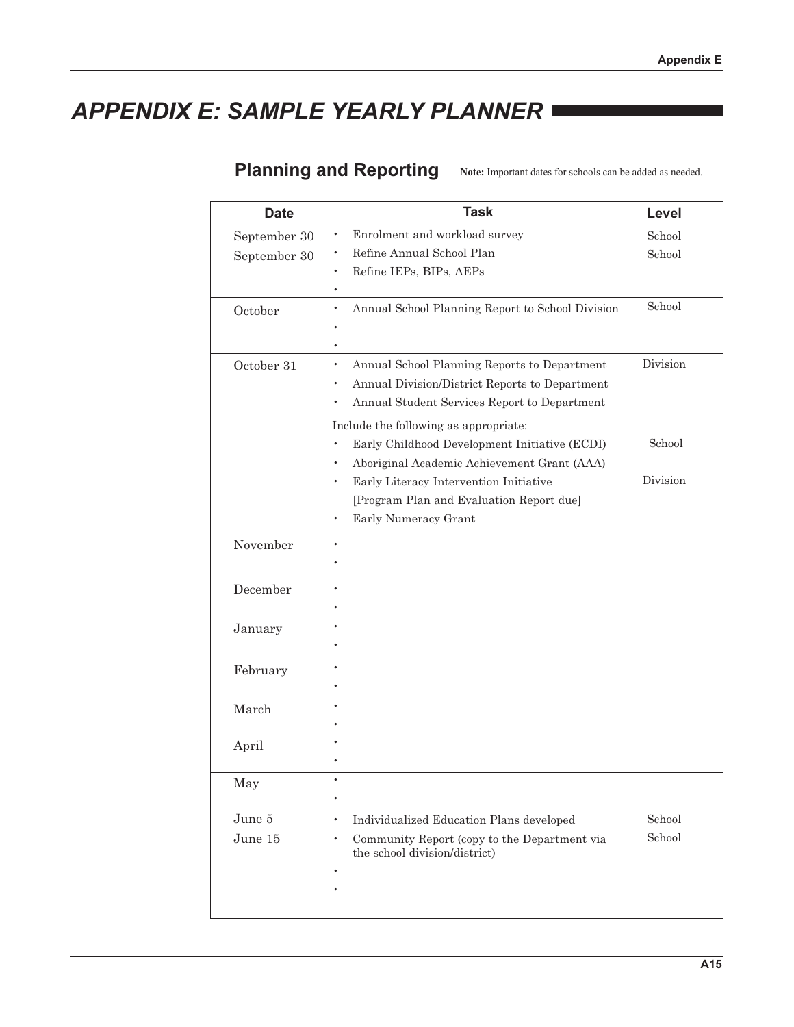# APPENDIX E: SAMPLE YEARLY PLANNER

## Planning and Reporting

**Note:** Important dates for schools can be added as needed.

| Date | Task | Level |
|---|---|---|
| September 30<br>September 30 | • Enrolment and workload survey<br>• Refine Annual School Plan<br>• Refine IEPs, BIPs, AEPs<br>• | School<br>School |
| October | • Annual School Planning Report to School Division<br>•<br>• | School |
| October 31 | • Annual School Planning Reports to Department<br>• Annual Division/District Reports to Department<br>• Annual Student Services Report to Department<br>Include the following as appropriate:<br>• Early Childhood Development Initiative (ECDI)<br>• Aboriginal Academic Achievement Grant (AAA)<br>• Early Literacy Intervention Initiative [Program Plan and Evaluation Report due]<br>• Early Numeracy Grant | Division<br><br><br><br>School<br><br>Division |
| November | •<br>• | |
| December | •<br>• | |
| January | •<br>• | |
| February | •<br>• | |
| March | •<br>• | |
| April | •<br>• | |
| May | •<br>• | |
| June 5<br>June 15 | • Individualized Education Plans developed<br>• Community Report (copy to the Department via the school division/district)<br>•<br>• | School<br>School |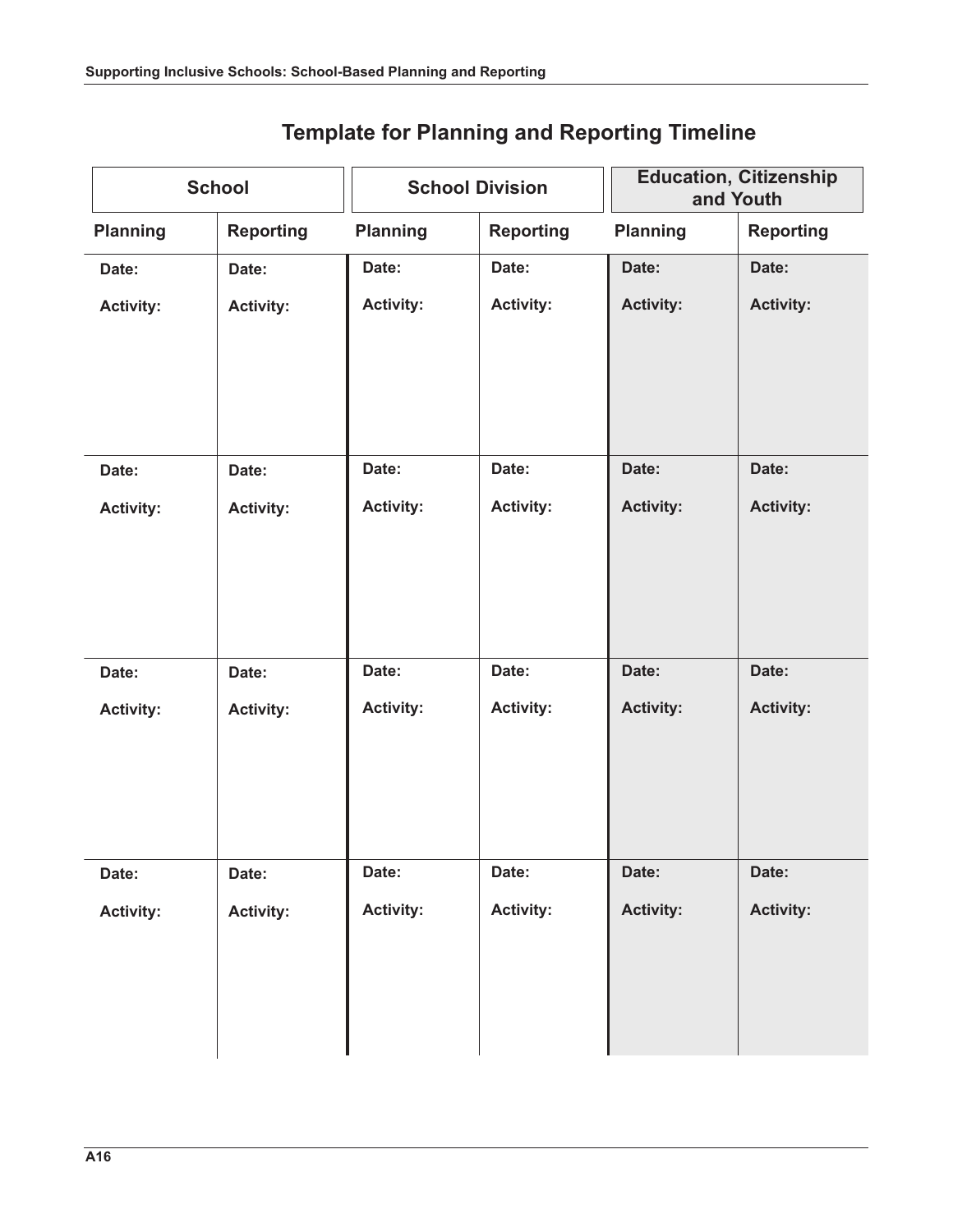# Template for Planning and Reporting Timeline

| School | | School Division | | Education, Citizenship and Youth | |
|---|---|---|---|---|---|
| **Planning** | **Reporting** | **Planning** | **Reporting** | **Planning** | **Reporting** |
| **Date:**<br><br>**Activity:** | **Date:**<br><br>**Activity:** | **Date:**<br><br>**Activity:** | **Date:**<br><br>**Activity:** | **Date:**<br><br>**Activity:** | **Date:**<br><br>**Activity:** |
| **Date:**<br><br>**Activity:** | **Date:**<br><br>**Activity:** | **Date:**<br><br>**Activity:** | **Date:**<br><br>**Activity:** | **Date:**<br><br>**Activity:** | **Date:**<br><br>**Activity:** |
| **Date:**<br><br>**Activity:** | **Date:**<br><br>**Activity:** | **Date:**<br><br>**Activity:** | **Date:**<br><br>**Activity:** | **Date:**<br><br>**Activity:** | **Date:**<br><br>**Activity:** |
| **Date:**<br><br>**Activity:** | **Date:**<br><br>**Activity:** | **Date:**<br><br>**Activity:** | **Date:**<br><br>**Activity:** | **Date:**<br><br>**Activity:** | **Date:**<br><br>**Activity:** |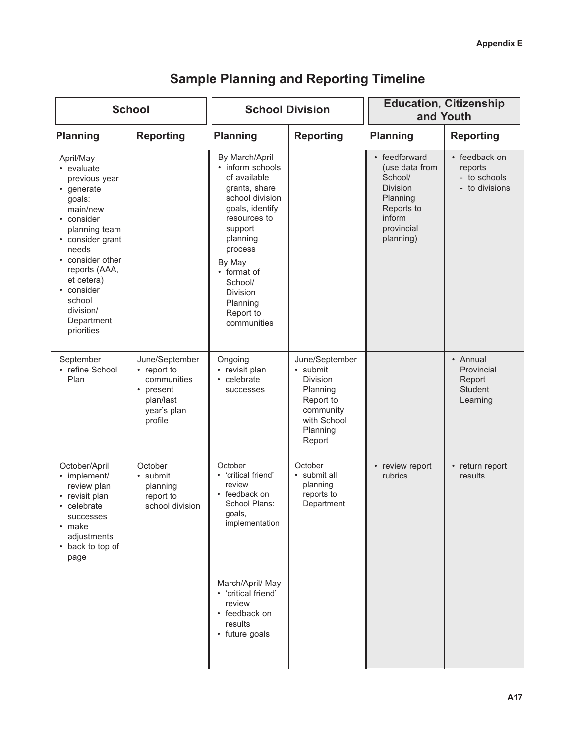# Sample Planning and Reporting Timeline

| School | | School Division | | Education, Citizenship and Youth | |
|---|---|---|---|---|---|
| **Planning** | **Reporting** | **Planning** | **Reporting** | **Planning** | **Reporting** |
| April/May<br>• evaluate previous year<br>• generate goals: main/new<br>• consider planning team<br>• consider grant needs<br>• consider other reports (AAA, et cetera)<br>• consider school division/ Department priorities | | By March/April<br>• inform schools of available grants, share school division goals, identify resources to support planning process<br>By May<br>• format of School/ Division Planning Report to communities | | • feedforward (use data from School/ Division Planning Reports to inform provincial planning) | • feedback on reports<br>- to schools<br>- to divisions |
| September<br>• refine School Plan | June/September<br>• report to communities<br>• present plan/last year's plan profile | Ongoing<br>• revisit plan<br>• celebrate successes | June/September<br>• submit Division Planning Report to community with School Planning Report | | • Annual Provincial Report Student Learning |
| October/April<br>• implement/ review plan<br>• revisit plan<br>• celebrate successes<br>• make adjustments<br>• back to top of page | October<br>• submit planning report to school division | October<br>• 'critical friend' review<br>• feedback on School Plans: goals, implementation | October<br>• submit all planning reports to Department | • review report rubrics | • return report results |
| | | March/April/ May<br>• 'critical friend' review<br>• feedback on results<br>• future goals | | | |